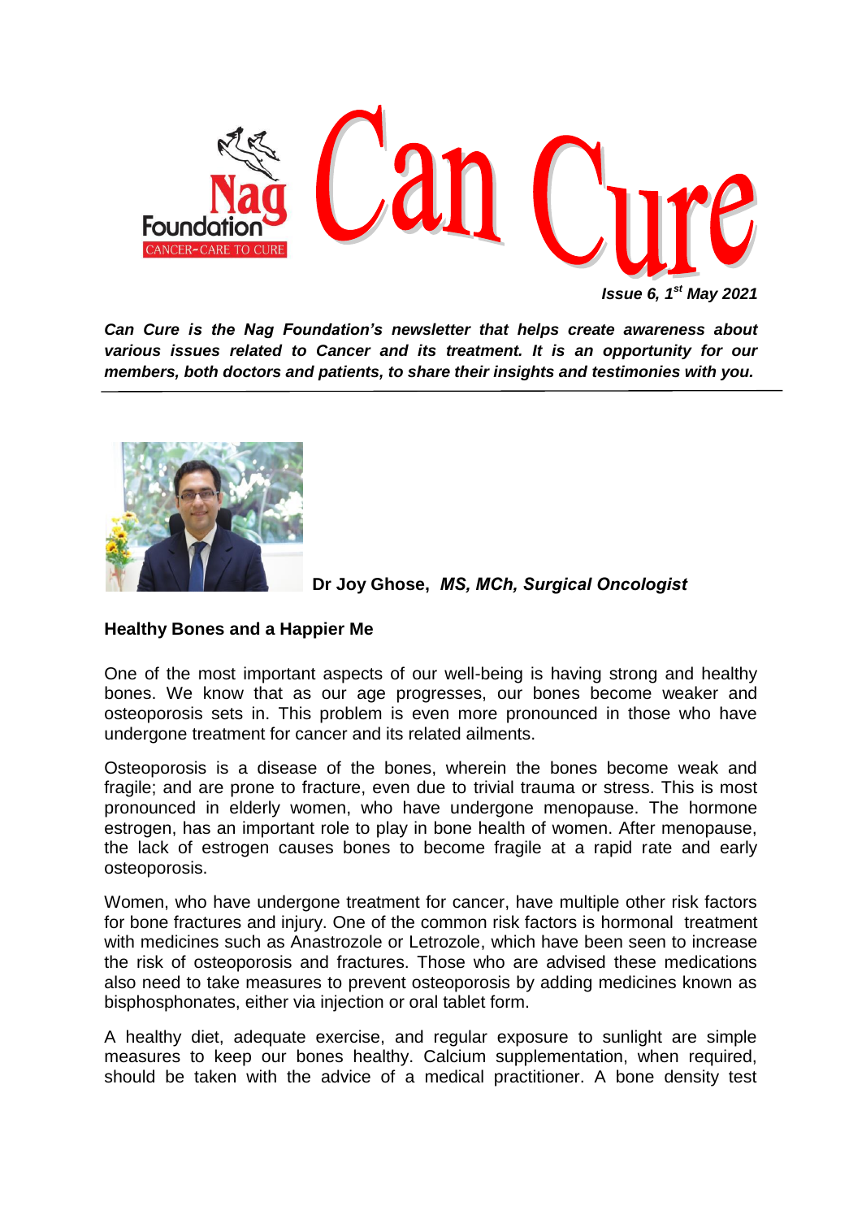# Can Cure

Nag Foundation
CANCER-CARE TO CURE

***Issue 6, 1st May 2021***

***Can Cure is the Nag Foundation's newsletter that helps create awareness about various issues related to Cancer and its treatment. It is an opportunity for our members, both doctors and patients, to share their insights and testimonies with you.***

---

**Dr Joy Ghose,** ***MS, MCh, Surgical Oncologist***

## Healthy Bones and a Happier Me

One of the most important aspects of our well-being is having strong and healthy bones. We know that as our age progresses, our bones become weaker and osteoporosis sets in. This problem is even more pronounced in those who have undergone treatment for cancer and its related ailments.

Osteoporosis is a disease of the bones, wherein the bones become weak and fragile; and are prone to fracture, even due to trivial trauma or stress. This is most pronounced in elderly women, who have undergone menopause. The hormone estrogen, has an important role to play in bone health of women. After menopause, the lack of estrogen causes bones to become fragile at a rapid rate and early osteoporosis.

Women, who have undergone treatment for cancer, have multiple other risk factors for bone fractures and injury. One of the common risk factors is hormonal treatment with medicines such as Anastrozole or Letrozole, which have been seen to increase the risk of osteoporosis and fractures. Those who are advised these medications also need to take measures to prevent osteoporosis by adding medicines known as bisphosphonates, either via injection or oral tablet form.

A healthy diet, adequate exercise, and regular exposure to sunlight are simple measures to keep our bones healthy. Calcium supplementation, when required, should be taken with the advice of a medical practitioner. A bone density test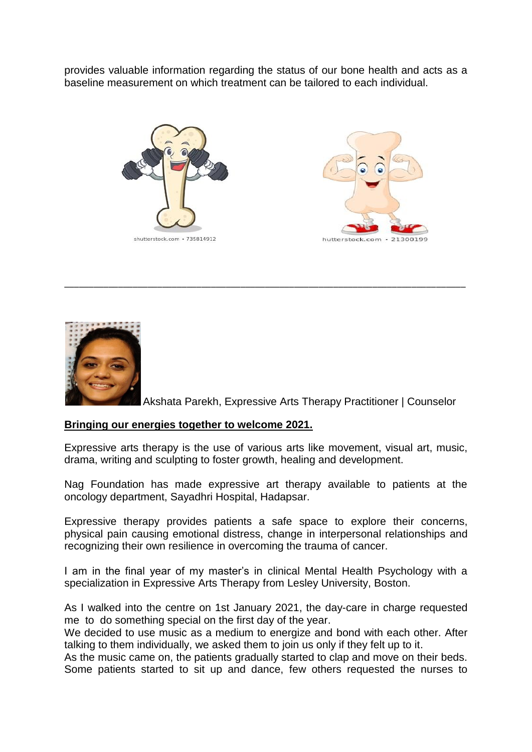provides valuable information regarding the status of our bone health and acts as a baseline measurement on which treatment can be tailored to each individual.

shutterstock.com • 735814912

hutterstock.com • 21300199

---

Akshata Parekh, Expressive Arts Therapy Practitioner | Counselor

**Bringing our energies together to welcome 2021.**

Expressive arts therapy is the use of various arts like movement, visual art, music, drama, writing and sculpting to foster growth, healing and development.

Nag Foundation has made expressive art therapy available to patients at the oncology department, Sayadhri Hospital, Hadapsar.

Expressive therapy provides patients a safe space to explore their concerns, physical pain causing emotional distress, change in interpersonal relationships and recognizing their own resilience in overcoming the trauma of cancer.

I am in the final year of my master's in clinical Mental Health Psychology with a specialization in Expressive Arts Therapy from Lesley University, Boston.

As I walked into the centre on 1st January 2021, the day-care in charge requested me to do something special on the first day of the year.
We decided to use music as a medium to energize and bond with each other. After talking to them individually, we asked them to join us only if they felt up to it.
As the music came on, the patients gradually started to clap and move on their beds. Some patients started to sit up and dance, few others requested the nurses to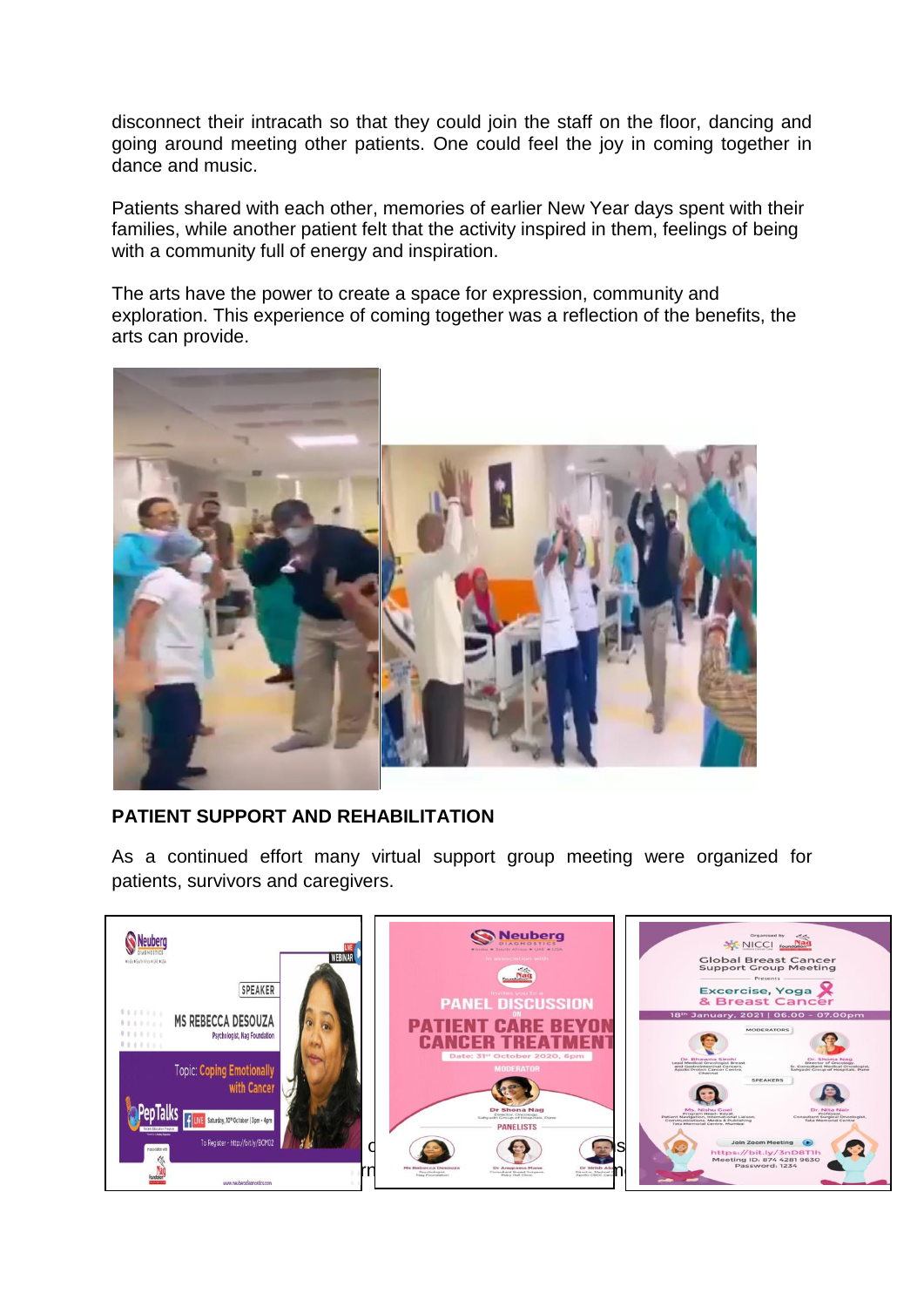disconnect their intracath so that they could join the staff on the floor, dancing and going around meeting other patients. One could feel the joy in coming together in dance and music.

Patients shared with each other, memories of earlier New Year days spent with their families, while another patient felt that the activity inspired in them, feelings of being with a community full of energy and inspiration.

The arts have the power to create a space for expression, community and exploration. This experience of coming together was a reflection of the benefits, the arts can provide.

## PATIENT SUPPORT AND REHABILITATION

As a continued effort many virtual support group meeting were organized for patients, survivors and caregivers.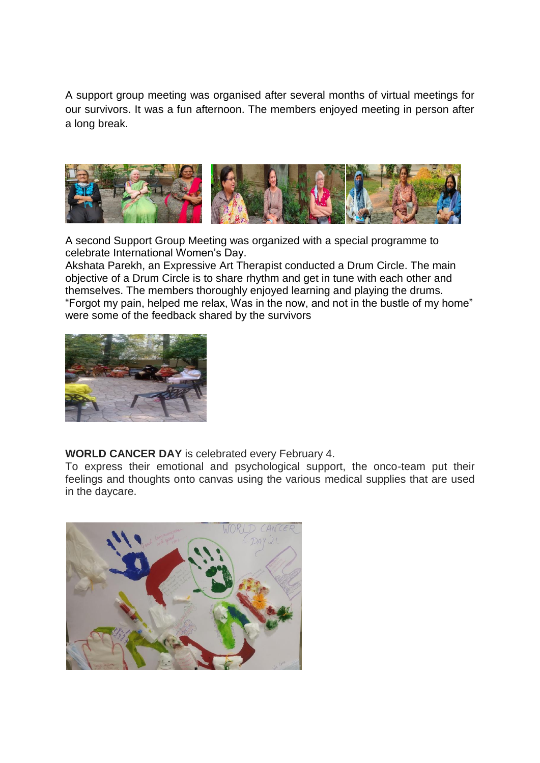A support group meeting was organised after several months of virtual meetings for our survivors. It was a fun afternoon. The members enjoyed meeting in person after a long break.

A second Support Group Meeting was organized with a special programme to celebrate International Women's Day.
Akshata Parekh, an Expressive Art Therapist conducted a Drum Circle. The main objective of a Drum Circle is to share rhythm and get in tune with each other and themselves. The members thoroughly enjoyed learning and playing the drums.
"Forgot my pain, helped me relax, Was in the now, and not in the bustle of my home" were some of the feedback shared by the survivors

**WORLD CANCER DAY** is celebrated every February 4.
To express their emotional and psychological support, the onco-team put their feelings and thoughts onto canvas using the various medical supplies that are used in the daycare.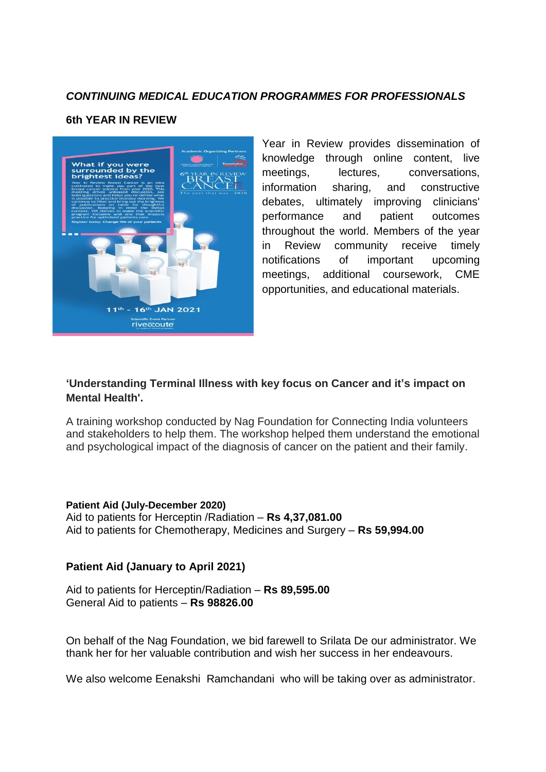*CONTINUING MEDICAL EDUCATION PROGRAMMES FOR PROFESSIONALS*

**6th YEAR IN REVIEW**

Year in Review provides dissemination of knowledge through online content, live meetings, lectures, conversations, information sharing, and constructive debates, ultimately improving clinicians' performance and patient outcomes throughout the world. Members of the year in Review community receive timely notifications of important upcoming meetings, additional coursework, CME opportunities, and educational materials.

**'Understanding Terminal Illness with key focus on Cancer and it's impact on Mental Health'.**

A training workshop conducted by Nag Foundation for Connecting India volunteers and stakeholders to help them. The workshop helped them understand the emotional and psychological impact of the diagnosis of cancer on the patient and their family.

**Patient Aid (July-December 2020)**
Aid to patients for Herceptin /Radiation – **Rs 4,37,081.00**
Aid to patients for Chemotherapy, Medicines and Surgery – **Rs 59,994.00**

**Patient Aid (January to April 2021)**

Aid to patients for Herceptin/Radiation – **Rs 89,595.00**
General Aid to patients – **Rs 98826.00**

On behalf of the Nag Foundation, we bid farewell to Srilata De our administrator. We thank her for her valuable contribution and wish her success in her endeavours.

We also welcome Eenakshi Ramchandani who will be taking over as administrator.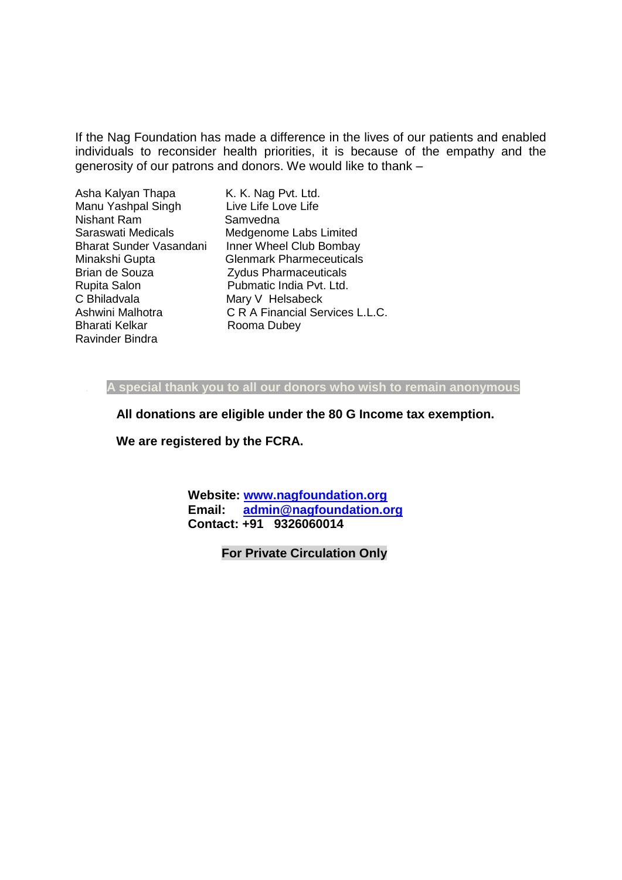If the Nag Foundation has made a difference in the lives of our patients and enabled individuals to reconsider health priorities, it is because of the empathy and the generosity of our patrons and donors. We would like to thank –

- Asha Kalyan Thapa
- Manu Yashpal Singh
- Nishant Ram
- Saraswati Medicals
- Bharat Sunder Vasandani
- Minakshi Gupta
- Brian de Souza
- Rupita Salon
- C Bhiladvala
- Ashwini Malhotra
- Bharati Kelkar
- Ravinder Bindra
- K. K. Nag Pvt. Ltd.
- Live Life Love Life
- Samvedna
- Medgenome Labs Limited
- Inner Wheel Club Bombay
- Glenmark Pharmeceuticals
- Zydus Pharmaceuticals
- Pubmatic India Pvt. Ltd.
- Mary V Helsabeck
- C R A Financial Services L.L.C.
- Rooma Dubey

**A special thank you to all our donors who wish to remain anonymous**

**All donations are eligible under the 80 G Income tax exemption.**

**We are registered by the FCRA.**

**Website: www.nagfoundation.org**
**Email: admin@nagfoundation.org**
**Contact: +91 9326060014**

**For Private Circulation Only**